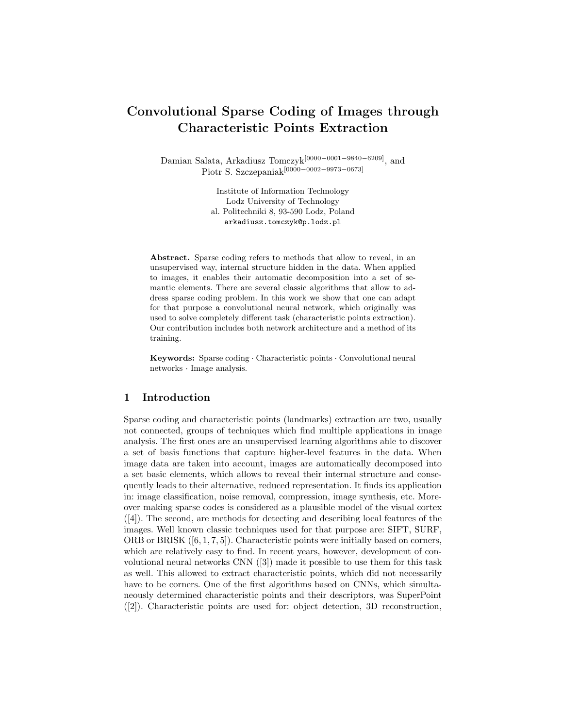# Convolutional Sparse Coding of Images through Characteristic Points Extraction

Damian Salata, Arkadiusz Tomczyk[0000−0001−9840−6209], and Piotr S. Szczepaniak[0000−0002−9973−0673]

Institute of Information Technology
Lodz University of Technology
al. Politechniki 8, 93-590 Lodz, Poland
arkadiusz.tomczyk@p.lodz.pl

**Abstract.** Sparse coding refers to methods that allow to reveal, in an unsupervised way, internal structure hidden in the data. When applied to images, it enables their automatic decomposition into a set of semantic elements. There are several classic algorithms that allow to address sparse coding problem. In this work we show that one can adapt for that purpose a convolutional neural network, which originally was used to solve completely different task (characteristic points extraction). Our contribution includes both network architecture and a method of its training.

**Keywords:** Sparse coding · Characteristic points · Convolutional neural networks · Image analysis.

## 1 Introduction

Sparse coding and characteristic points (landmarks) extraction are two, usually not connected, groups of techniques which find multiple applications in image analysis. The first ones are an unsupervised learning algorithms able to discover a set of basis functions that capture higher-level features in the data. When image data are taken into account, images are automatically decomposed into a set basic elements, which allows to reveal their internal structure and consequently leads to their alternative, reduced representation. It finds its application in: image classification, noise removal, compression, image synthesis, etc. Moreover making sparse codes is considered as a plausible model of the visual cortex ([4]). The second, are methods for detecting and describing local features of the images. Well known classic techniques used for that purpose are: SIFT, SURF, ORB or BRISK ([6, 1, 7, 5]). Characteristic points were initially based on corners, which are relatively easy to find. In recent years, however, development of convolutional neural networks CNN ([3]) made it possible to use them for this task as well. This allowed to extract characteristic points, which did not necessarily have to be corners. One of the first algorithms based on CNNs, which simultaneously determined characteristic points and their descriptors, was SuperPoint ([2]). Characteristic points are used for: object detection, 3D reconstruction,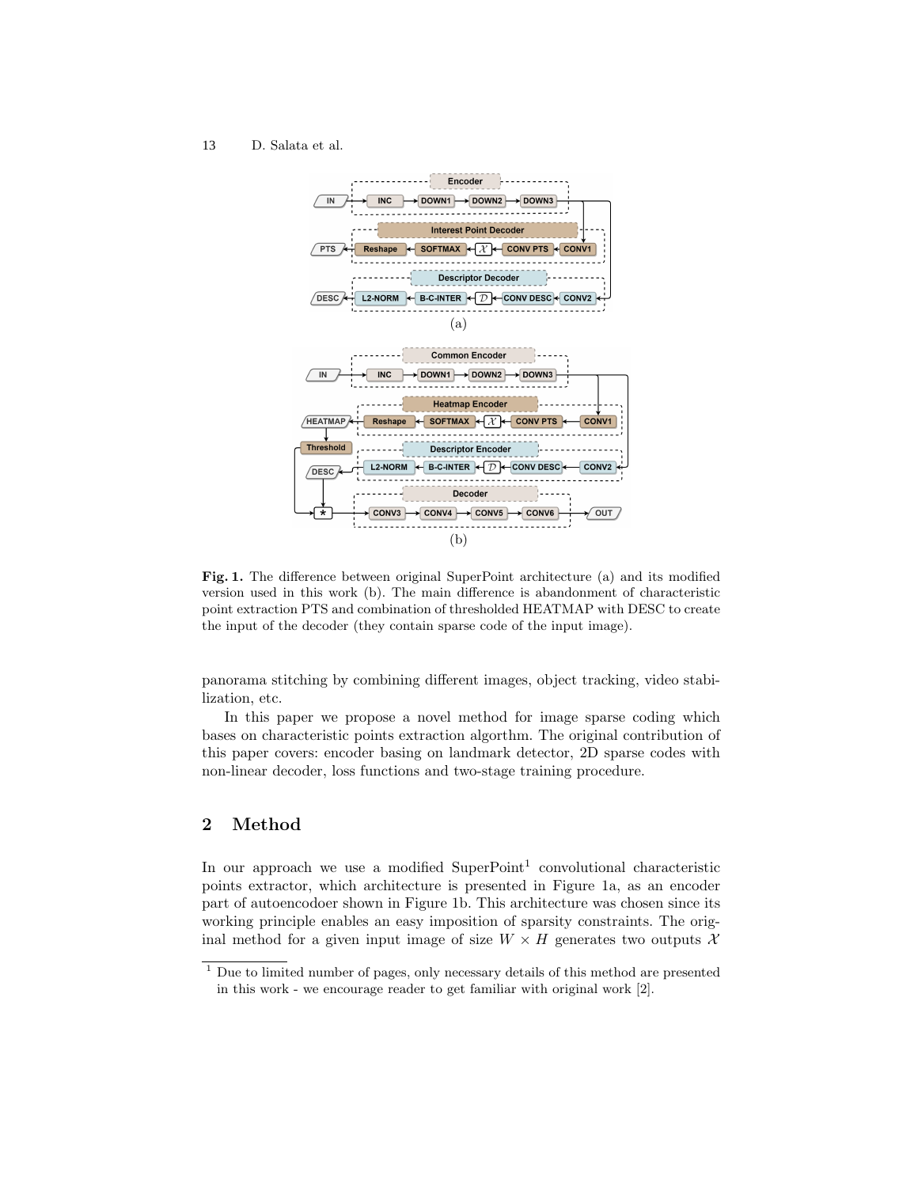**Fig. 1.** The difference between original SuperPoint architecture (a) and its modified version used in this work (b). The main difference is abandonment of characteristic point extraction PTS and combination of thresholded HEATMAP with DESC to create the input of the decoder (they contain sparse code of the input image).

panorama stitching by combining different images, object tracking, video stabilization, etc.

In this paper we propose a novel method for image sparse coding which bases on characteristic points extraction algorthm. The original contribution of this paper covers: encoder basing on landmark detector, 2D sparse codes with non-linear decoder, loss functions and two-stage training procedure.

## 2 Method

In our approach we use a modified SuperPoint[1] convolutional characteristic points extractor, which architecture is presented in Figure 1a, as an encoder part of autoencodoer shown in Figure 1b. This architecture was chosen since its working principle enables an easy imposition of sparsity constraints. The original method for a given input image of size $W \times H$ generates two outputs $\mathcal{X}$

[1] Due to limited number of pages, only necessary details of this method are presented in this work - we encourage reader to get familiar with original work [2].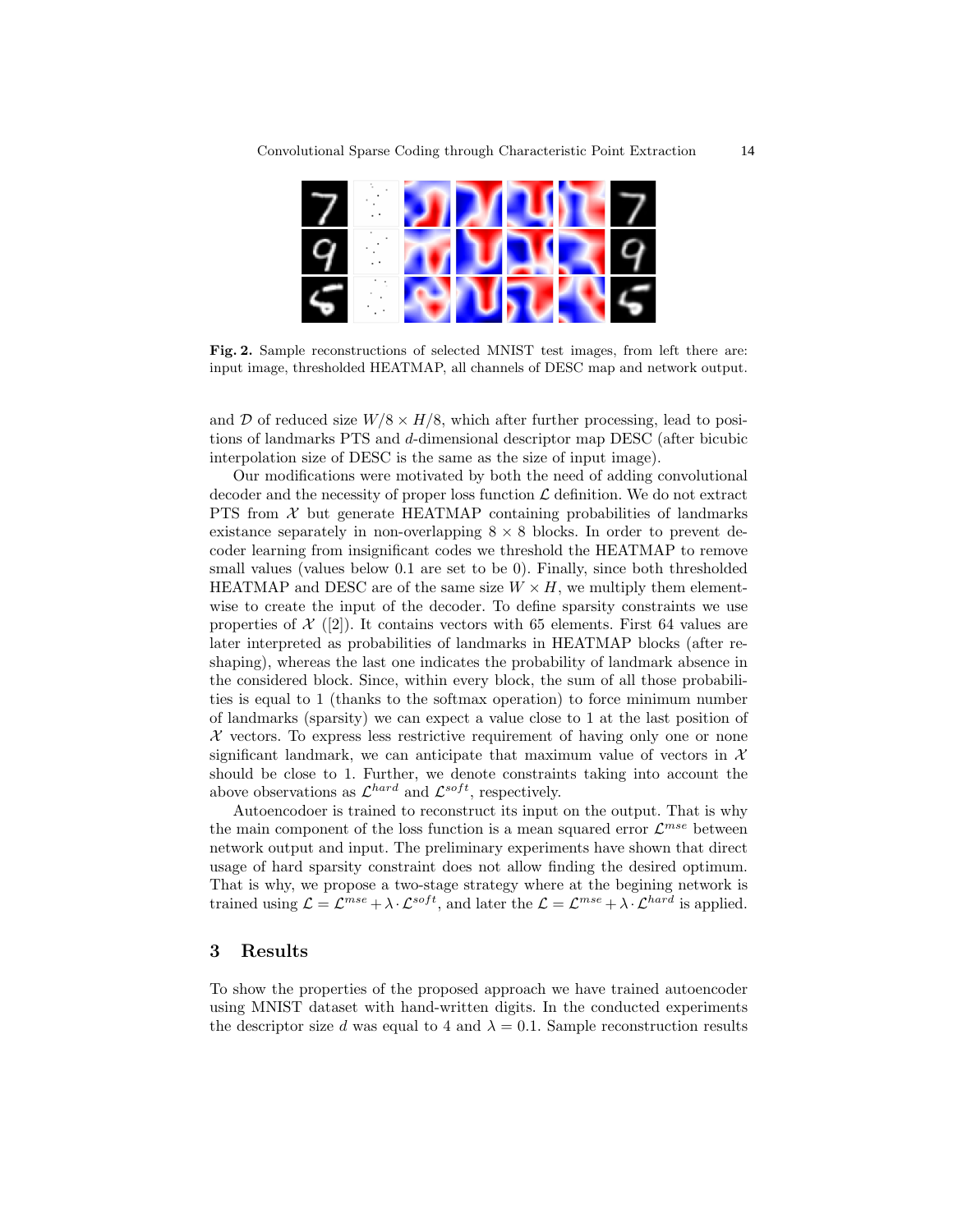**Fig. 2.** Sample reconstructions of selected MNIST test images, from left there are: input image, thresholded HEATMAP, all channels of DESC map and network output.

and $\mathcal{D}$ of reduced size $W/8 \times H/8$, which after further processing, lead to positions of landmarks PTS and $d$-dimensional descriptor map DESC (after bicubic interpolation size of DESC is the same as the size of input image).

Our modifications were motivated by both the need of adding convolutional decoder and the necessity of proper loss function $\mathcal{L}$ definition. We do not extract PTS from $\mathcal{X}$ but generate HEATMAP containing probabilities of landmarks existance separately in non-overlapping $8 \times 8$ blocks. In order to prevent decoder learning from insignificant codes we threshold the HEATMAP to remove small values (values below 0.1 are set to be 0). Finally, since both thresholded HEATMAP and DESC are of the same size $W \times H$, we multiply them elementwise to create the input of the decoder. To define sparsity constraints we use properties of $\mathcal{X}$ ([2]). It contains vectors with 65 elements. First 64 values are later interpreted as probabilities of landmarks in HEATMAP blocks (after reshaping), whereas the last one indicates the probability of landmark absence in the considered block. Since, within every block, the sum of all those probabilities is equal to 1 (thanks to the softmax operation) to force minimum number of landmarks (sparsity) we can expect a value close to 1 at the last position of $\mathcal{X}$ vectors. To express less restrictive requirement of having only one or none significant landmark, we can anticipate that maximum value of vectors in $\mathcal{X}$ should be close to 1. Further, we denote constraints taking into account the above observations as $\mathcal{L}^{hard}$ and $\mathcal{L}^{soft}$, respectively.

Autoencodoer is trained to reconstruct its input on the output. That is why the main component of the loss function is a mean squared error $\mathcal{L}^{mse}$ between network output and input. The preliminary experiments have shown that direct usage of hard sparsity constraint does not allow finding the desired optimum. That is why, we propose a two-stage strategy where at the begining network is trained using $\mathcal{L} = \mathcal{L}^{mse} + \lambda \cdot \mathcal{L}^{soft}$, and later the $\mathcal{L} = \mathcal{L}^{mse} + \lambda \cdot \mathcal{L}^{hard}$ is applied.

## 3 Results

To show the properties of the proposed approach we have trained autoencoder using MNIST dataset with hand-written digits. In the conducted experiments the descriptor size $d$ was equal to 4 and $\lambda = 0.1$. Sample reconstruction results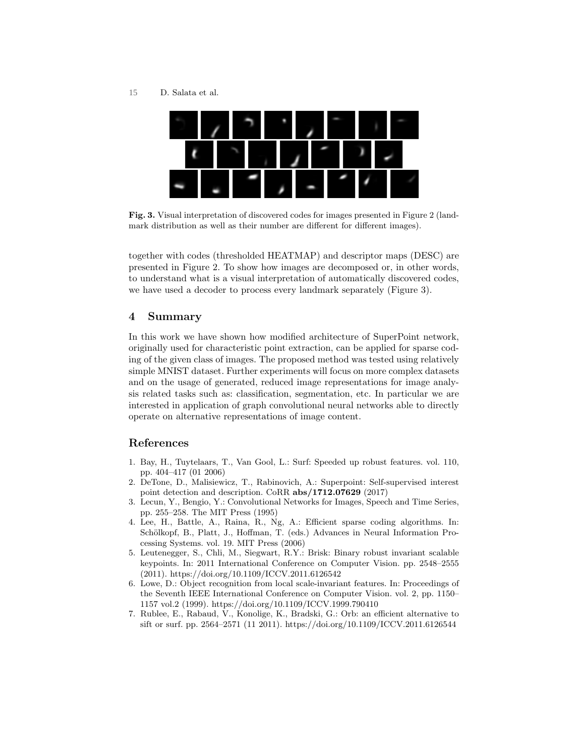**Fig. 3.** Visual interpretation of discovered codes for images presented in Figure 2 (landmark distribution as well as their number are different for different images).

together with codes (thresholded HEATMAP) and descriptor maps (DESC) are presented in Figure 2. To show how images are decomposed or, in other words, to understand what is a visual interpretation of automatically discovered codes, we have used a decoder to process every landmark separately (Figure 3).

## 4 Summary

In this work we have shown how modified architecture of SuperPoint network, originally used for characteristic point extraction, can be applied for sparse coding of the given class of images. The proposed method was tested using relatively simple MNIST dataset. Further experiments will focus on more complex datasets and on the usage of generated, reduced image representations for image analysis related tasks such as: classification, segmentation, etc. In particular we are interested in application of graph convolutional neural networks able to directly operate on alternative representations of image content.

## References

1. Bay, H., Tuytelaars, T., Van Gool, L.: Surf: Speeded up robust features. vol. 110, pp. 404–417 (01 2006)
2. DeTone, D., Malisiewicz, T., Rabinovich, A.: Superpoint: Self-supervised interest point detection and description. CoRR **abs/1712.07629** (2017)
3. Lecun, Y., Bengio, Y.: Convolutional Networks for Images, Speech and Time Series, pp. 255–258. The MIT Press (1995)
4. Lee, H., Battle, A., Raina, R., Ng, A.: Efficient sparse coding algorithms. In: Schölkopf, B., Platt, J., Hoffman, T. (eds.) Advances in Neural Information Processing Systems. vol. 19. MIT Press (2006)
5. Leutenegger, S., Chli, M., Siegwart, R.Y.: Brisk: Binary robust invariant scalable keypoints. In: 2011 International Conference on Computer Vision. pp. 2548–2555 (2011). https://doi.org/10.1109/ICCV.2011.6126542
6. Lowe, D.: Object recognition from local scale-invariant features. In: Proceedings of the Seventh IEEE International Conference on Computer Vision. vol. 2, pp. 1150–1157 vol.2 (1999). https://doi.org/10.1109/ICCV.1999.790410
7. Rublee, E., Rabaud, V., Konolige, K., Bradski, G.: Orb: an efficient alternative to sift or surf. pp. 2564–2571 (11 2011). https://doi.org/10.1109/ICCV.2011.6126544